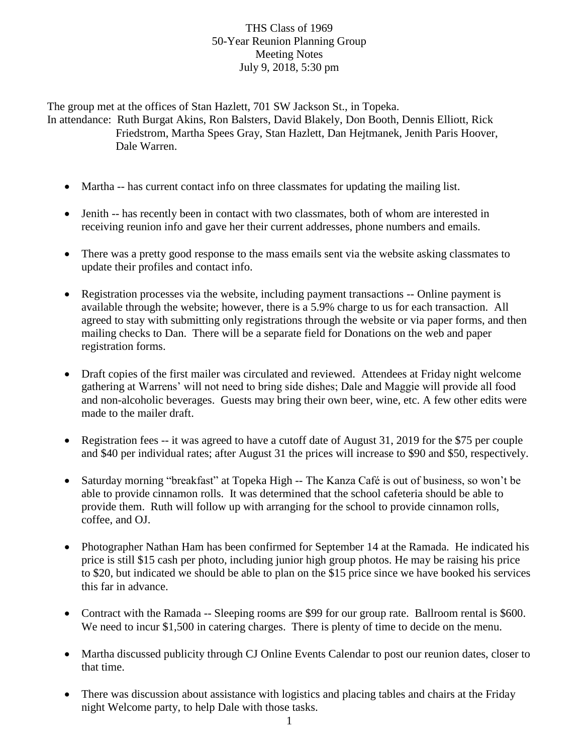# THS Class of 1969
## 50-Year Reunion Planning Group
## Meeting Notes
### July 9, 2018, 5:30 pm

The group met at the offices of Stan Hazlett, 701 SW Jackson St., in Topeka.
In attendance: Ruth Burgat Akins, Ron Balsters, David Blakely, Don Booth, Dennis Elliott, Rick Friedstrom, Martha Spees Gray, Stan Hazlett, Dan Hejtmanek, Jenith Paris Hoover, Dale Warren.

- Martha -- has current contact info on three classmates for updating the mailing list.
- Jenith -- has recently been in contact with two classmates, both of whom are interested in receiving reunion info and gave her their current addresses, phone numbers and emails.
- There was a pretty good response to the mass emails sent via the website asking classmates to update their profiles and contact info.
- Registration processes via the website, including payment transactions -- Online payment is available through the website; however, there is a 5.9% charge to us for each transaction. All agreed to stay with submitting only registrations through the website or via paper forms, and then mailing checks to Dan. There will be a separate field for Donations on the web and paper registration forms.
- Draft copies of the first mailer was circulated and reviewed. Attendees at Friday night welcome gathering at Warrens' will not need to bring side dishes; Dale and Maggie will provide all food and non-alcoholic beverages. Guests may bring their own beer, wine, etc. A few other edits were made to the mailer draft.
- Registration fees -- it was agreed to have a cutoff date of August 31, 2019 for the $75 per couple and $40 per individual rates; after August 31 the prices will increase to $90 and $50, respectively.
- Saturday morning "breakfast" at Topeka High -- The Kanza Café is out of business, so won't be able to provide cinnamon rolls. It was determined that the school cafeteria should be able to provide them. Ruth will follow up with arranging for the school to provide cinnamon rolls, coffee, and OJ.
- Photographer Nathan Ham has been confirmed for September 14 at the Ramada. He indicated his price is still $15 cash per photo, including junior high group photos. He may be raising his price to $20, but indicated we should be able to plan on the $15 price since we have booked his services this far in advance.
- Contract with the Ramada -- Sleeping rooms are $99 for our group rate. Ballroom rental is $600. We need to incur $1,500 in catering charges. There is plenty of time to decide on the menu.
- Martha discussed publicity through CJ Online Events Calendar to post our reunion dates, closer to that time.
- There was discussion about assistance with logistics and placing tables and chairs at the Friday night Welcome party, to help Dale with those tasks.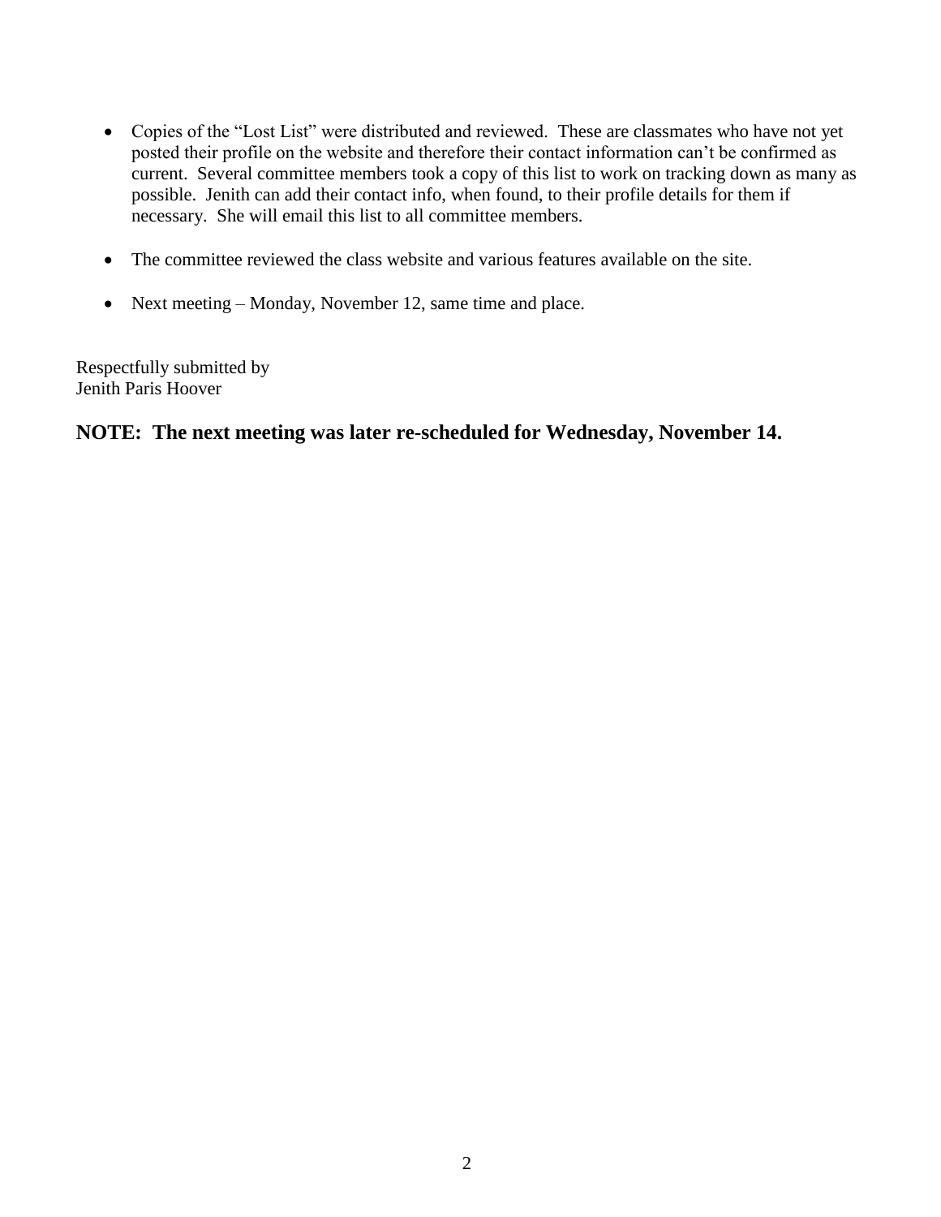- Copies of the "Lost List" were distributed and reviewed. These are classmates who have not yet posted their profile on the website and therefore their contact information can't be confirmed as current. Several committee members took a copy of this list to work on tracking down as many as possible. Jenith can add their contact info, when found, to their profile details for them if necessary. She will email this list to all committee members.

- The committee reviewed the class website and various features available on the site.

- Next meeting – Monday, November 12, same time and place.

Respectfully submitted by
Jenith Paris Hoover

**NOTE: The next meeting was later re-scheduled for Wednesday, November 14.**